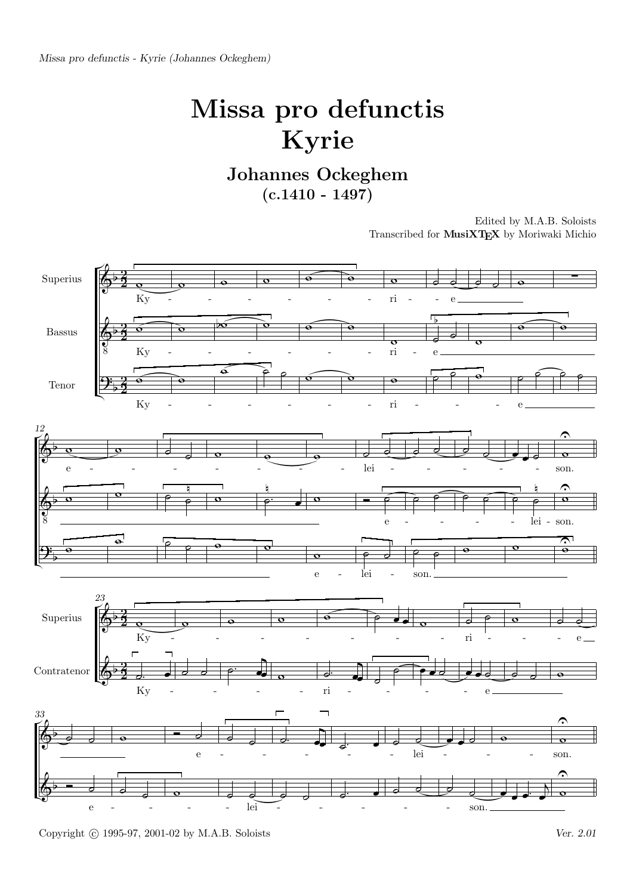# Missa pro defunctis
# Kyrie

## Johannes Ockeghem
### (c.1410 - 1497)

Edited by M.A.B. Soloists
Transcribed for **MusiXTEX** by Moriwaki Michio

Copyright © 1995-97, 2001-02 by M.A.B. Soloists

*Ver. 2.01*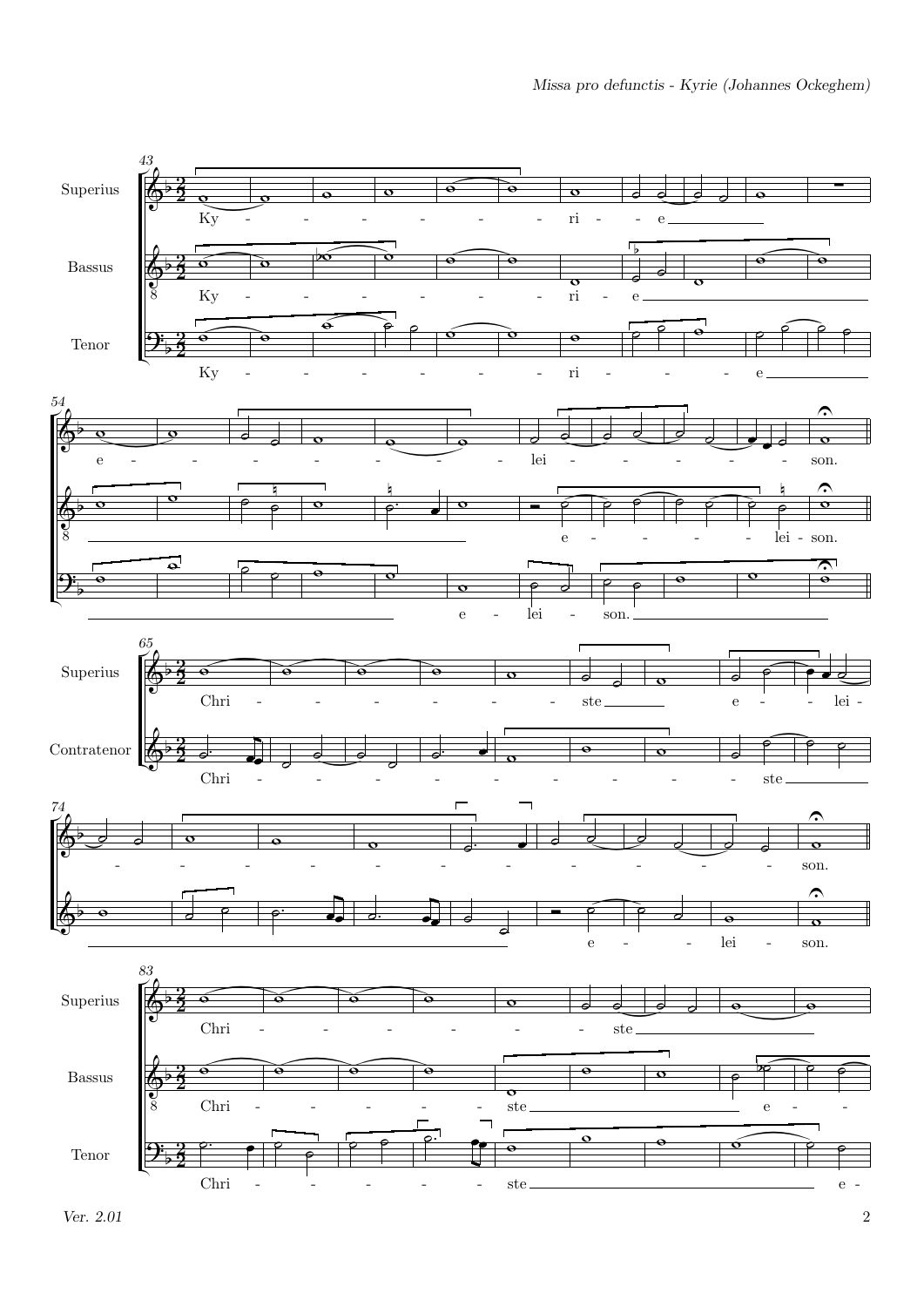**43**

Superius: Ky - - - - - - ri - - e

Bassus: Ky - - - - - - ri - e

Tenor: Ky - - - - - - ri - - - - e

**54**

Superius: e - - - - - - lei - - - - - - son.

Bassus: e - - - - - lei - son.

Tenor: e - lei - son.

**65**

Superius: Chri - - - - - - ste e - - lei -

Contratenor: Chri - - - - - - - - - ste

**74**

Superius: - - - - - - - - - - - - son.

Contratenor: e - - lei - son.

**83**

Superius: Chri - - - - - - ste

Bassus: Chri - - - - - ste e - -

Tenor: Chri - - - - - - ste e -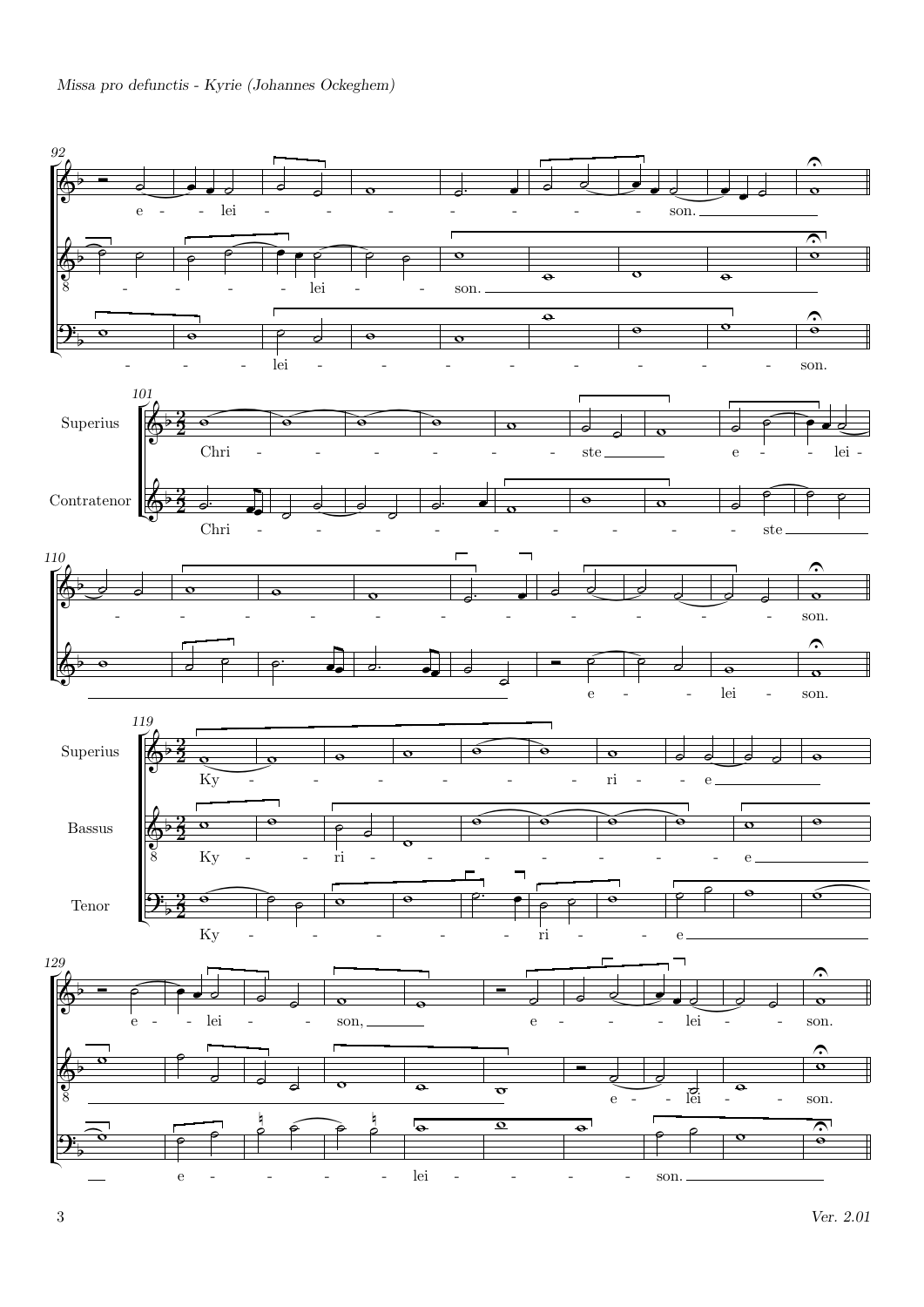92

e - - lei - - - - - - - - son.

- - - - - lei - - son.

- - - lei - - - - - - - - son.

101

Superius

Chri - - - - - - - ste e - - lei -

Contratenor

Chri - - - - - - - - - - - ste

110

- - - - - - - - - - - son.

e - - lei - son.

119

Superius

Ky - - - - - - ri - - e

Bassus

Ky - - ri - - - - - - - e

Tenor

Ky - - - - - - ri - - e

129

e - - lei - - son, e - - - lei - - son.

e - - lei - - son.

e - - - - - lei - - - - - son.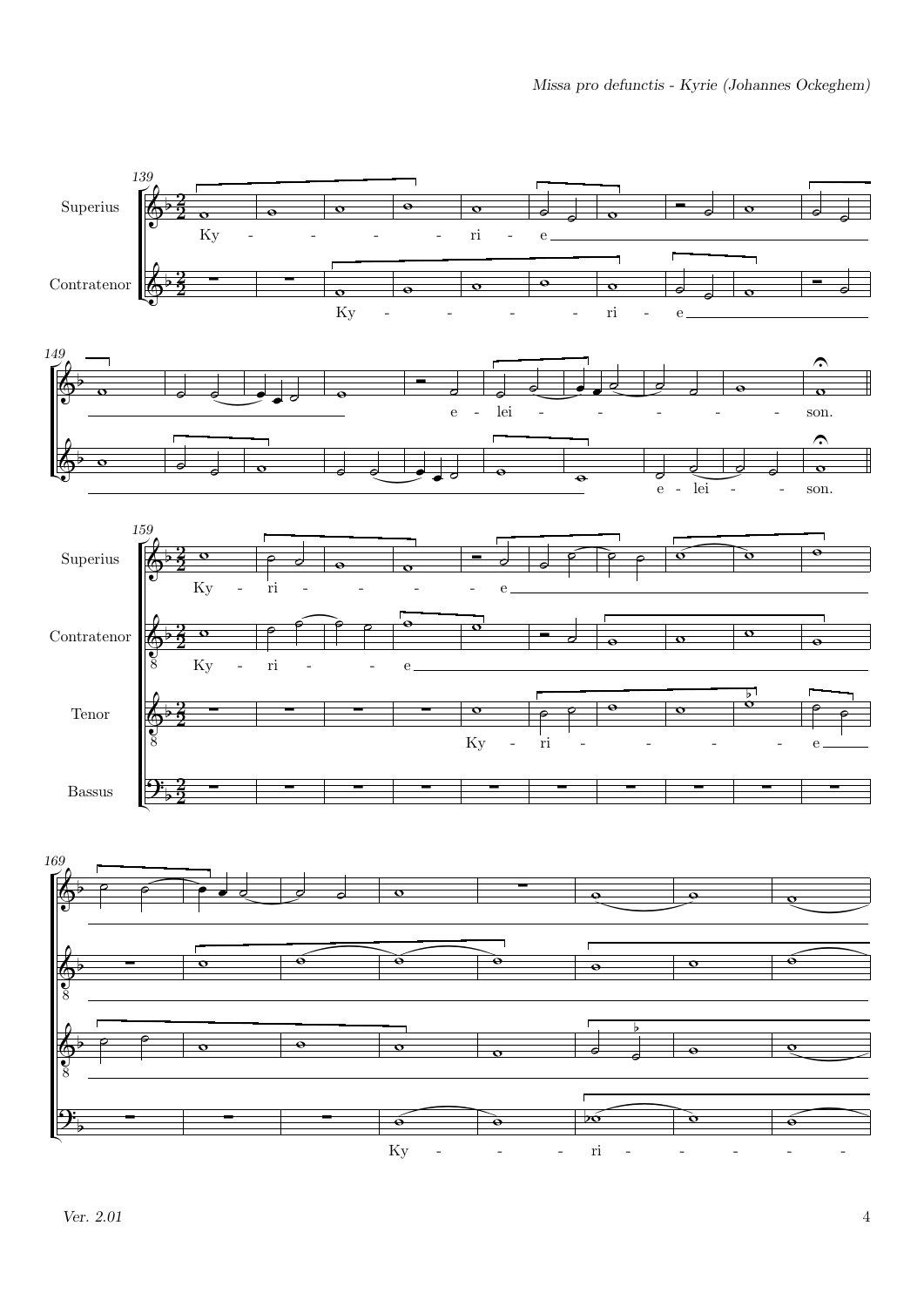Missa pro defunctis - Kyrie (Johannes Ockeghem)

Superius
Contratenor

Ky - - - - ri - e

Ky - - - - ri - e

e - lei - - - - son.

e - lei - - son.

Superius
Contratenor
Tenor
Bassus

Ky - ri - - - - e

Ky - ri - - e

Ky - ri - - - - e

Ky - - - ri - - - - -

Ver. 2.01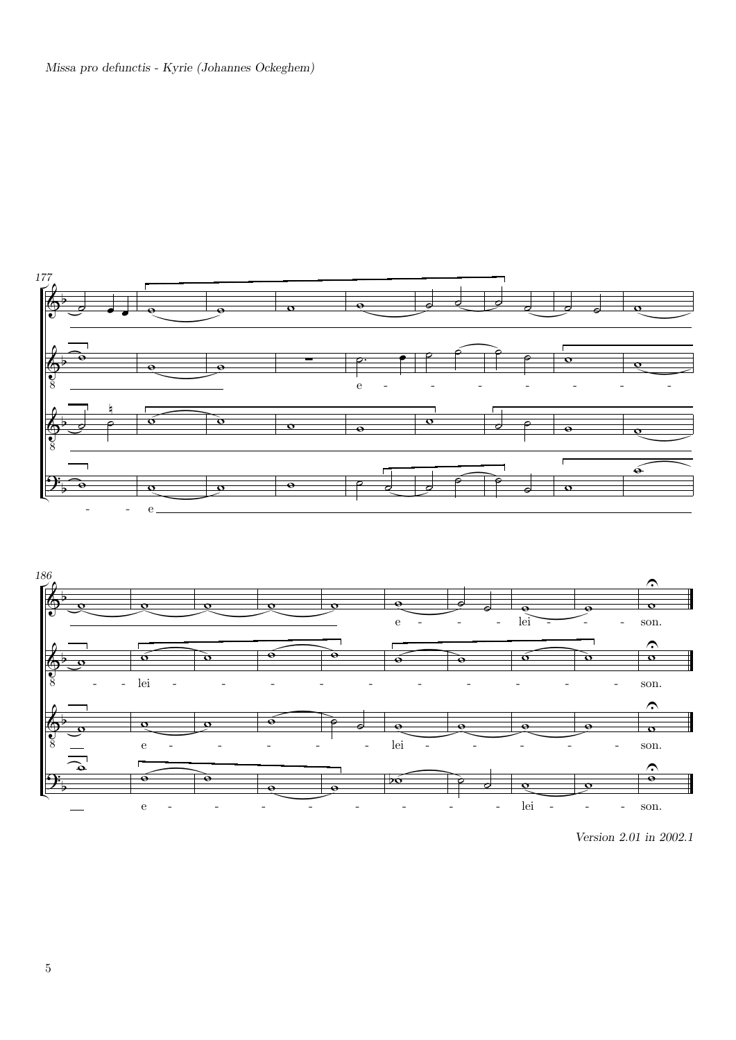*Version 2.01 in 2002.1*